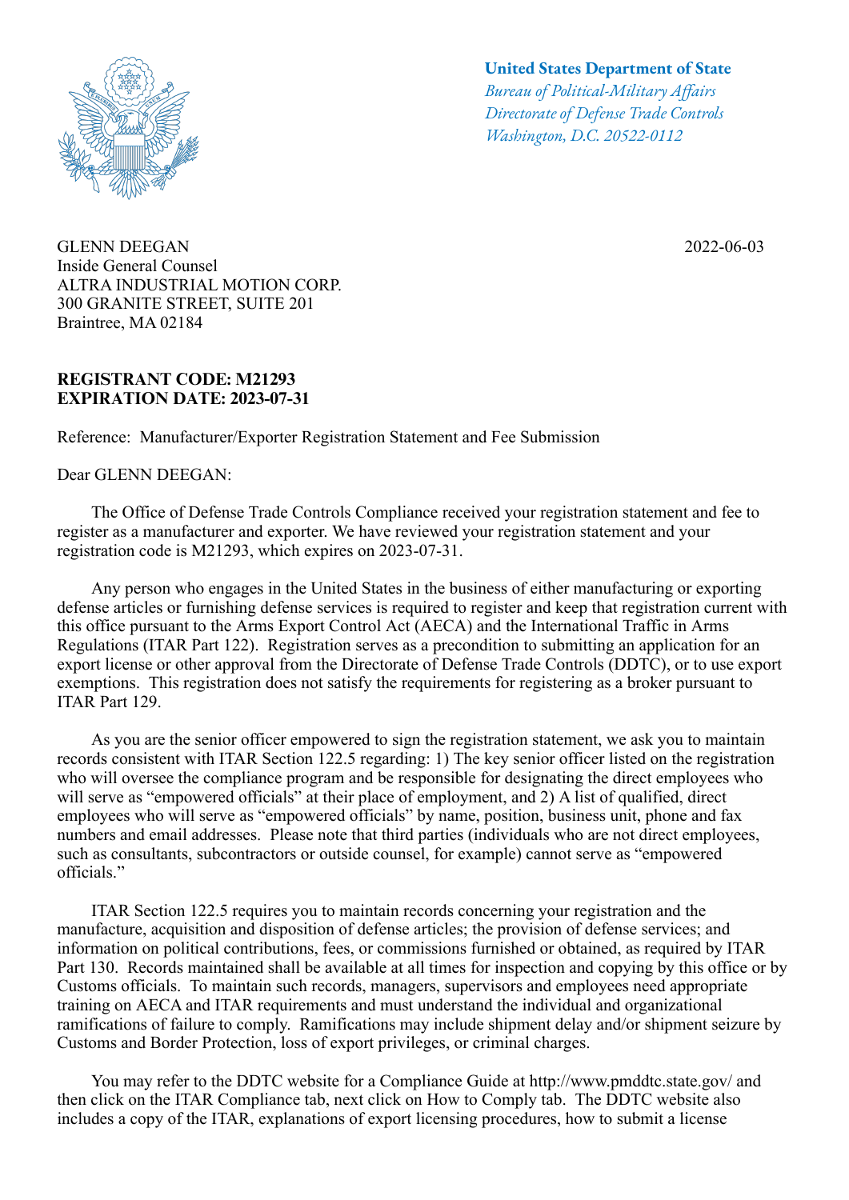**United States Department of State**
*Bureau of Political-Military Affairs*
*Directorate of Defense Trade Controls*
*Washington, D.C. 20522-0112*

GLENN DEEGAN
Inside General Counsel
ALTRA INDUSTRIAL MOTION CORP.
300 GRANITE STREET, SUITE 201
Braintree, MA 02184

2022-06-03

**REGISTRANT CODE: M21293**
**EXPIRATION DATE: 2023-07-31**

Reference: Manufacturer/Exporter Registration Statement and Fee Submission

Dear GLENN DEEGAN:

The Office of Defense Trade Controls Compliance received your registration statement and fee to register as a manufacturer and exporter. We have reviewed your registration statement and your registration code is M21293, which expires on 2023-07-31.

Any person who engages in the United States in the business of either manufacturing or exporting defense articles or furnishing defense services is required to register and keep that registration current with this office pursuant to the Arms Export Control Act (AECA) and the International Traffic in Arms Regulations (ITAR Part 122). Registration serves as a precondition to submitting an application for an export license or other approval from the Directorate of Defense Trade Controls (DDTC), or to use export exemptions. This registration does not satisfy the requirements for registering as a broker pursuant to ITAR Part 129.

As you are the senior officer empowered to sign the registration statement, we ask you to maintain records consistent with ITAR Section 122.5 regarding: 1) The key senior officer listed on the registration who will oversee the compliance program and be responsible for designating the direct employees who will serve as "empowered officials" at their place of employment, and 2) A list of qualified, direct employees who will serve as "empowered officials" by name, position, business unit, phone and fax numbers and email addresses. Please note that third parties (individuals who are not direct employees, such as consultants, subcontractors or outside counsel, for example) cannot serve as "empowered officials."

ITAR Section 122.5 requires you to maintain records concerning your registration and the manufacture, acquisition and disposition of defense articles; the provision of defense services; and information on political contributions, fees, or commissions furnished or obtained, as required by ITAR Part 130. Records maintained shall be available at all times for inspection and copying by this office or by Customs officials. To maintain such records, managers, supervisors and employees need appropriate training on AECA and ITAR requirements and must understand the individual and organizational ramifications of failure to comply. Ramifications may include shipment delay and/or shipment seizure by Customs and Border Protection, loss of export privileges, or criminal charges.

You may refer to the DDTC website for a Compliance Guide at http://www.pmddtc.state.gov/ and then click on the ITAR Compliance tab, next click on How to Comply tab. The DDTC website also includes a copy of the ITAR, explanations of export licensing procedures, how to submit a license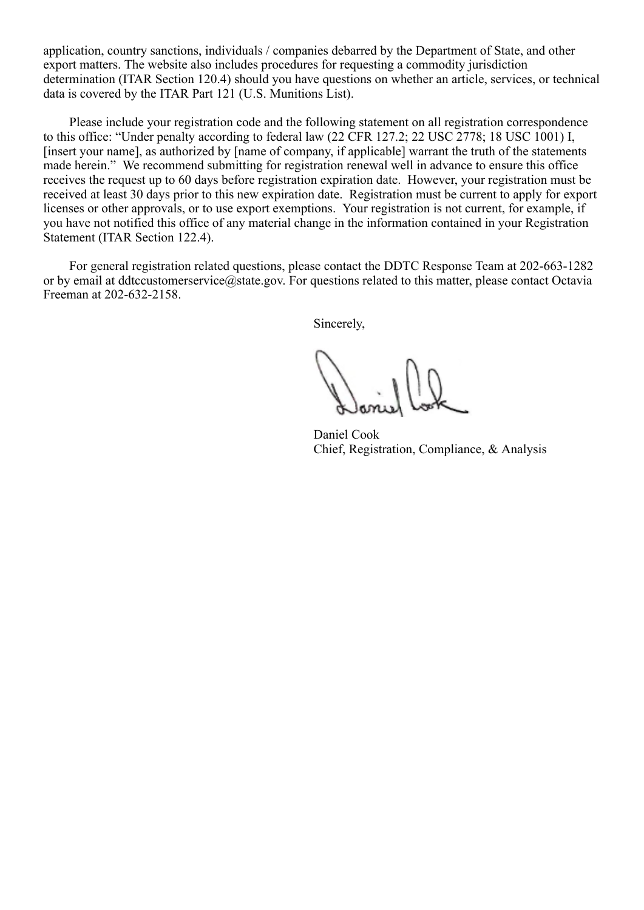application, country sanctions, individuals / companies debarred by the Department of State, and other export matters. The website also includes procedures for requesting a commodity jurisdiction determination (ITAR Section 120.4) should you have questions on whether an article, services, or technical data is covered by the ITAR Part 121 (U.S. Munitions List).

Please include your registration code and the following statement on all registration correspondence to this office: "Under penalty according to federal law (22 CFR 127.2; 22 USC 2778; 18 USC 1001) I, [insert your name], as authorized by [name of company, if applicable] warrant the truth of the statements made herein." We recommend submitting for registration renewal well in advance to ensure this office receives the request up to 60 days before registration expiration date. However, your registration must be received at least 30 days prior to this new expiration date. Registration must be current to apply for export licenses or other approvals, or to use export exemptions. Your registration is not current, for example, if you have not notified this office of any material change in the information contained in your Registration Statement (ITAR Section 122.4).

For general registration related questions, please contact the DDTC Response Team at 202-663-1282 or by email at ddtccustomerservice@state.gov. For questions related to this matter, please contact Octavia Freeman at 202-632-2158.

Sincerely,

Daniel Cook
Chief, Registration, Compliance, & Analysis